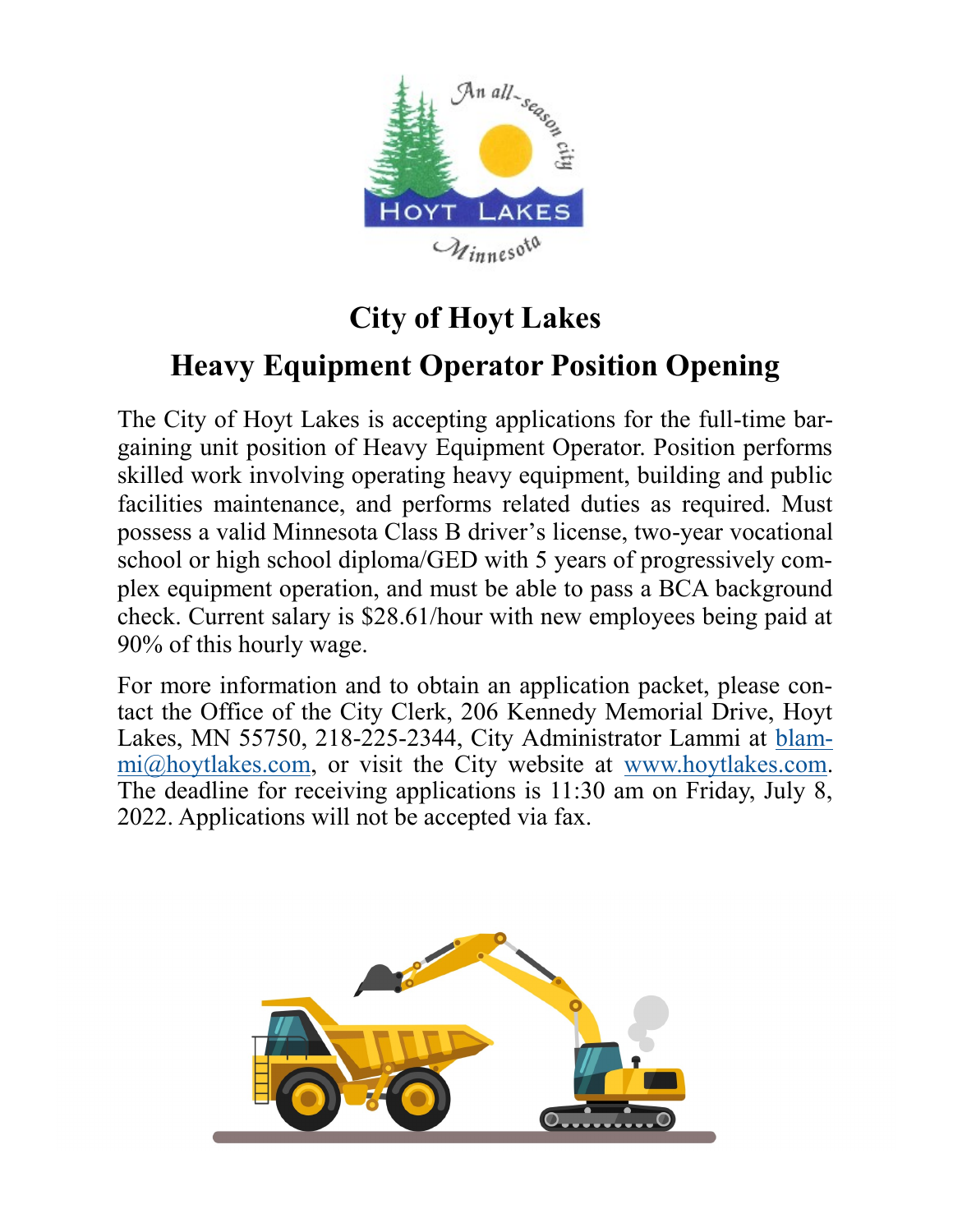# City of Hoyt Lakes

## Heavy Equipment Operator Position Opening

The City of Hoyt Lakes is accepting applications for the full-time bargaining unit position of Heavy Equipment Operator. Position performs skilled work involving operating heavy equipment, building and public facilities maintenance, and performs related duties as required. Must possess a valid Minnesota Class B driver's license, two-year vocational school or high school diploma/GED with 5 years of progressively complex equipment operation, and must be able to pass a BCA background check. Current salary is $28.61/hour with new employees being paid at 90% of this hourly wage.

For more information and to obtain an application packet, please contact the Office of the City Clerk, 206 Kennedy Memorial Drive, Hoyt Lakes, MN 55750, 218-225-2344, City Administrator Lammi at blammi@hoytlakes.com, or visit the City website at www.hoytlakes.com. The deadline for receiving applications is 11:30 am on Friday, July 8, 2022. Applications will not be accepted via fax.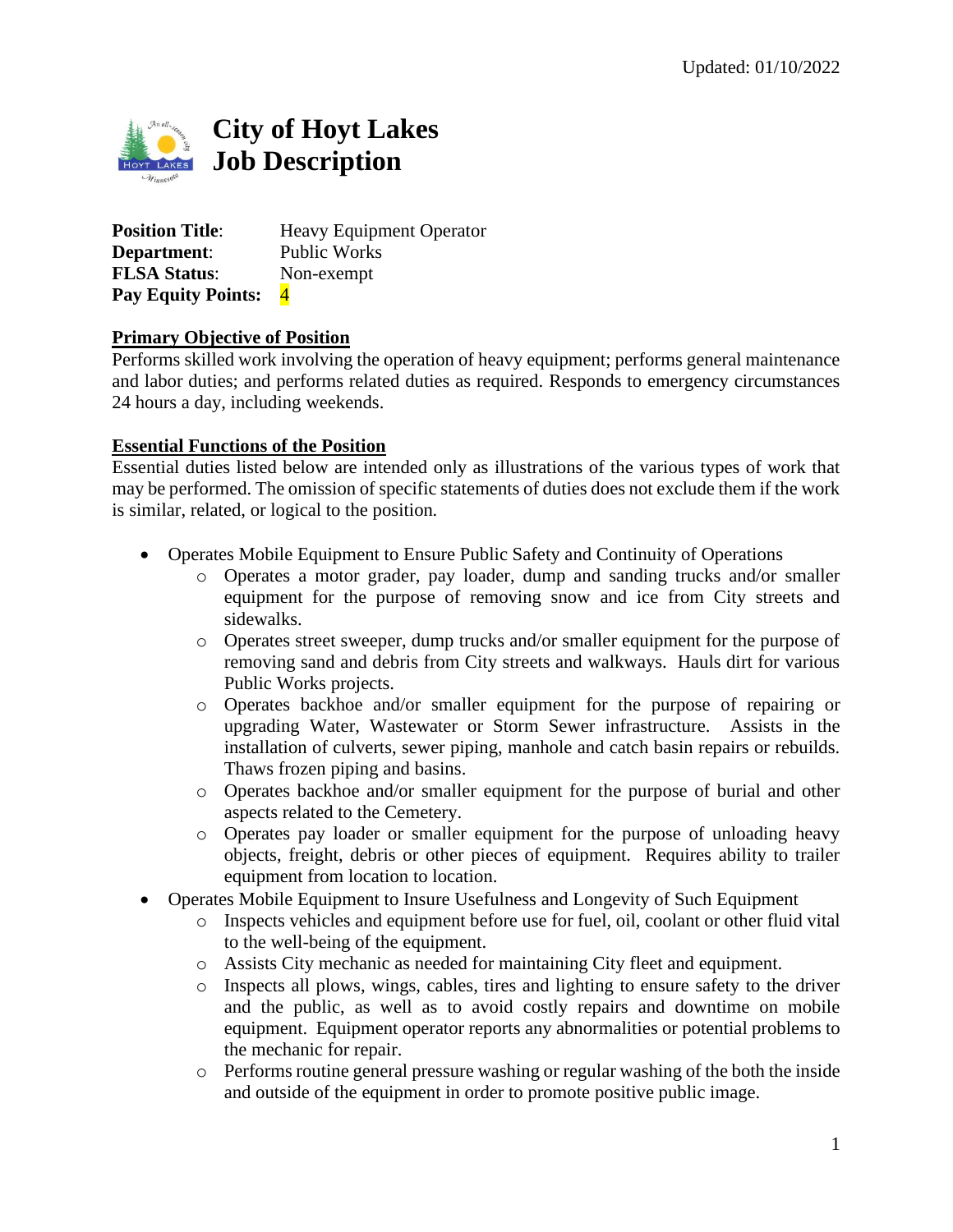Updated: 01/10/2022

# City of Hoyt Lakes
# Job Description

**Position Title**: Heavy Equipment Operator
**Department**: Public Works
**FLSA Status**: Non-exempt
**Pay Equity Points:** 4

## Primary Objective of Position

Performs skilled work involving the operation of heavy equipment; performs general maintenance and labor duties; and performs related duties as required. Responds to emergency circumstances 24 hours a day, including weekends.

## Essential Functions of the Position

Essential duties listed below are intended only as illustrations of the various types of work that may be performed. The omission of specific statements of duties does not exclude them if the work is similar, related, or logical to the position.

- Operates Mobile Equipment to Ensure Public Safety and Continuity of Operations
  - Operates a motor grader, pay loader, dump and sanding trucks and/or smaller equipment for the purpose of removing snow and ice from City streets and sidewalks.
  - Operates street sweeper, dump trucks and/or smaller equipment for the purpose of removing sand and debris from City streets and walkways. Hauls dirt for various Public Works projects.
  - Operates backhoe and/or smaller equipment for the purpose of repairing or upgrading Water, Wastewater or Storm Sewer infrastructure. Assists in the installation of culverts, sewer piping, manhole and catch basin repairs or rebuilds. Thaws frozen piping and basins.
  - Operates backhoe and/or smaller equipment for the purpose of burial and other aspects related to the Cemetery.
  - Operates pay loader or smaller equipment for the purpose of unloading heavy objects, freight, debris or other pieces of equipment. Requires ability to trailer equipment from location to location.
- Operates Mobile Equipment to Insure Usefulness and Longevity of Such Equipment
  - Inspects vehicles and equipment before use for fuel, oil, coolant or other fluid vital to the well-being of the equipment.
  - Assists City mechanic as needed for maintaining City fleet and equipment.
  - Inspects all plows, wings, cables, tires and lighting to ensure safety to the driver and the public, as well as to avoid costly repairs and downtime on mobile equipment. Equipment operator reports any abnormalities or potential problems to the mechanic for repair.
  - Performs routine general pressure washing or regular washing of the both the inside and outside of the equipment in order to promote positive public image.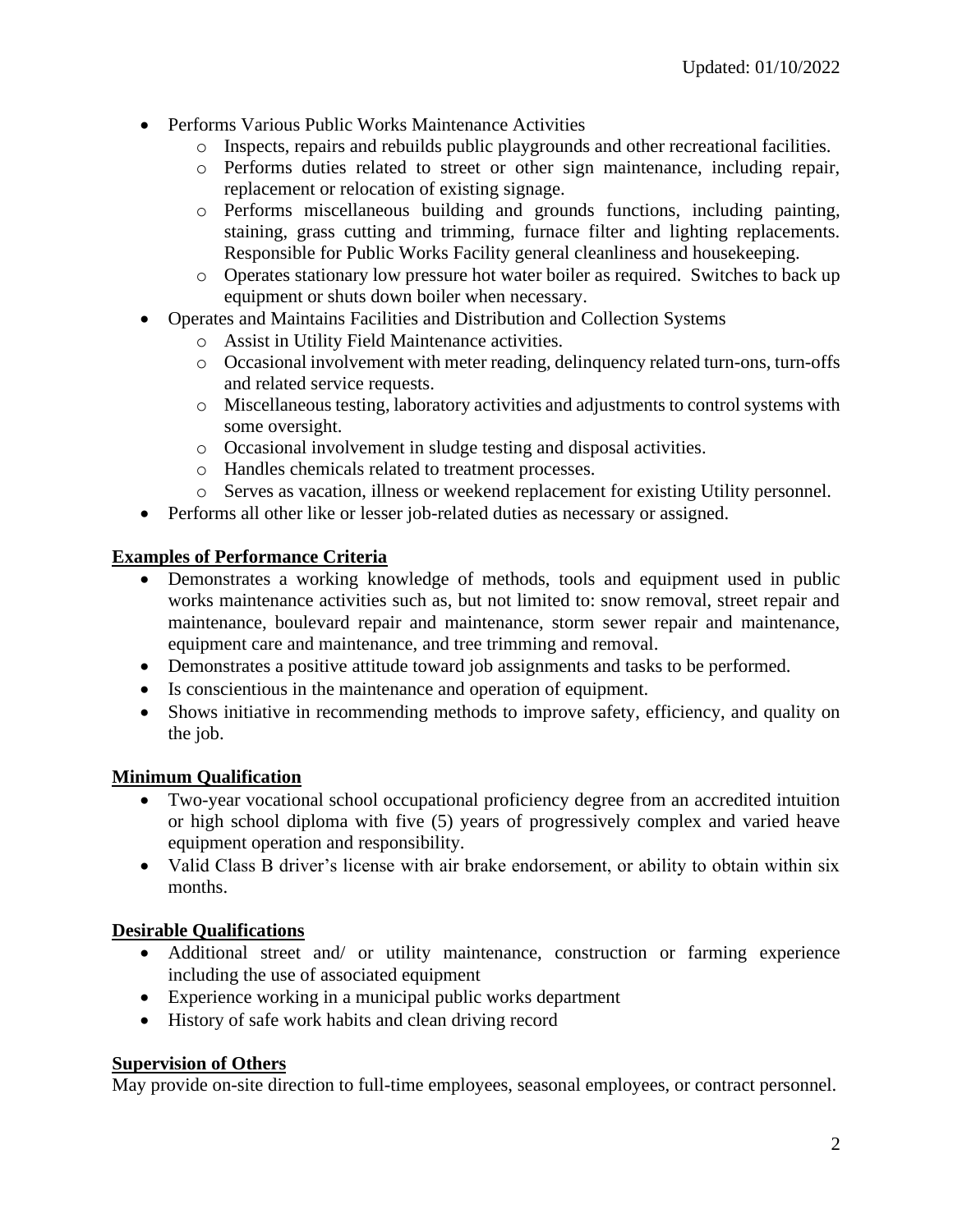- Performs Various Public Works Maintenance Activities
  - Inspects, repairs and rebuilds public playgrounds and other recreational facilities.
  - Performs duties related to street or other sign maintenance, including repair, replacement or relocation of existing signage.
  - Performs miscellaneous building and grounds functions, including painting, staining, grass cutting and trimming, furnace filter and lighting replacements. Responsible for Public Works Facility general cleanliness and housekeeping.
  - Operates stationary low pressure hot water boiler as required. Switches to back up equipment or shuts down boiler when necessary.
- Operates and Maintains Facilities and Distribution and Collection Systems
  - Assist in Utility Field Maintenance activities.
  - Occasional involvement with meter reading, delinquency related turn-ons, turn-offs and related service requests.
  - Miscellaneous testing, laboratory activities and adjustments to control systems with some oversight.
  - Occasional involvement in sludge testing and disposal activities.
  - Handles chemicals related to treatment processes.
  - Serves as vacation, illness or weekend replacement for existing Utility personnel.
- Performs all other like or lesser job-related duties as necessary or assigned.

**Examples of Performance Criteria**

- Demonstrates a working knowledge of methods, tools and equipment used in public works maintenance activities such as, but not limited to: snow removal, street repair and maintenance, boulevard repair and maintenance, storm sewer repair and maintenance, equipment care and maintenance, and tree trimming and removal.
- Demonstrates a positive attitude toward job assignments and tasks to be performed.
- Is conscientious in the maintenance and operation of equipment.
- Shows initiative in recommending methods to improve safety, efficiency, and quality on the job.

**Minimum Qualification**

- Two-year vocational school occupational proficiency degree from an accredited intuition or high school diploma with five (5) years of progressively complex and varied heave equipment operation and responsibility.
- Valid Class B driver's license with air brake endorsement, or ability to obtain within six months.

**Desirable Qualifications**

- Additional street and/ or utility maintenance, construction or farming experience including the use of associated equipment
- Experience working in a municipal public works department
- History of safe work habits and clean driving record

**Supervision of Others**

May provide on-site direction to full-time employees, seasonal employees, or contract personnel.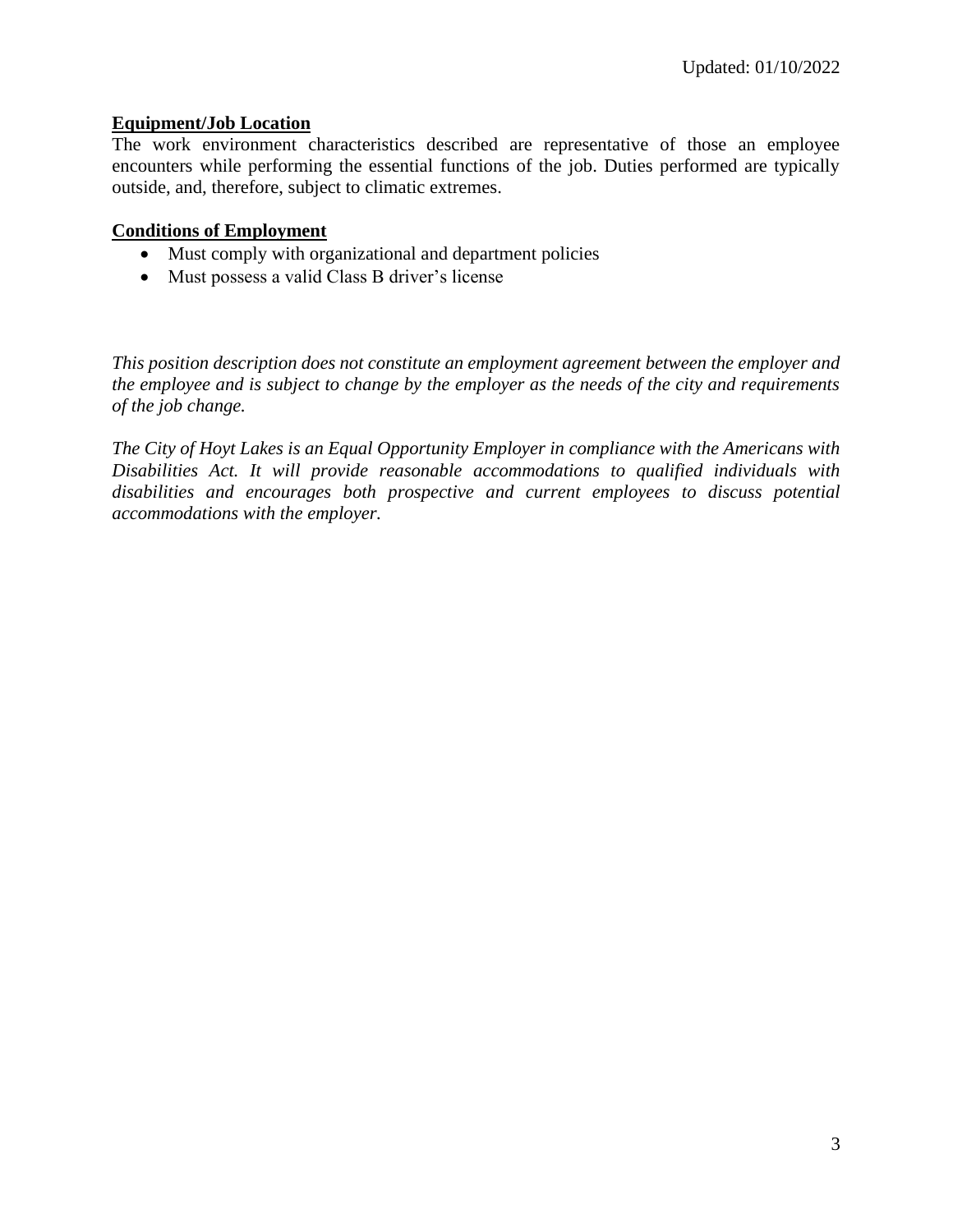Updated: 01/10/2022

**Equipment/Job Location**

The work environment characteristics described are representative of those an employee encounters while performing the essential functions of the job. Duties performed are typically outside, and, therefore, subject to climatic extremes.

**Conditions of Employment**

- Must comply with organizational and department policies
- Must possess a valid Class B driver's license

*This position description does not constitute an employment agreement between the employer and the employee and is subject to change by the employer as the needs of the city and requirements of the job change.*

*The City of Hoyt Lakes is an Equal Opportunity Employer in compliance with the Americans with Disabilities Act. It will provide reasonable accommodations to qualified individuals with disabilities and encourages both prospective and current employees to discuss potential accommodations with the employer.*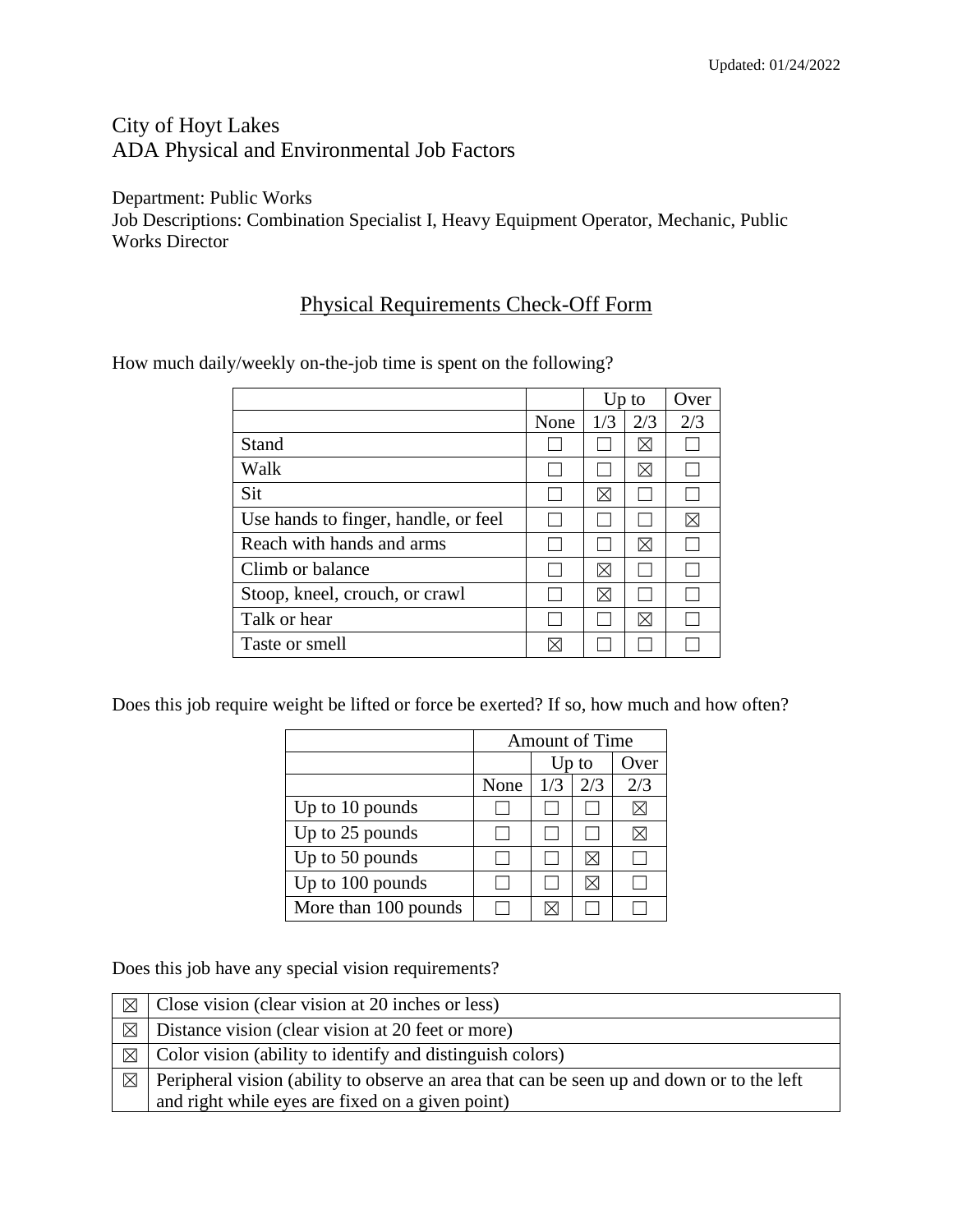City of Hoyt Lakes
ADA Physical and Environmental Job Factors

Department: Public Works
Job Descriptions: Combination Specialist I, Heavy Equipment Operator, Mechanic, Public Works Director

## Physical Requirements Check-Off Form

How much daily/weekly on-the-job time is spent on the following?

| | | Up to | | Over |
|---|---|---|---|---|
| | None | 1/3 | 2/3 | 2/3 |
| Stand | ☐ | ☐ | ☒ | ☐ |
| Walk | ☐ | ☐ | ☒ | ☐ |
| Sit | ☐ | ☒ | ☐ | ☐ |
| Use hands to finger, handle, or feel | ☐ | ☐ | ☐ | ☒ |
| Reach with hands and arms | ☐ | ☐ | ☒ | ☐ |
| Climb or balance | ☐ | ☒ | ☐ | ☐ |
| Stoop, kneel, crouch, or crawl | ☐ | ☒ | ☐ | ☐ |
| Talk or hear | ☐ | ☐ | ☒ | ☐ |
| Taste or smell | ☒ | ☐ | ☐ | ☐ |

Does this job require weight be lifted or force be exerted? If so, how much and how often?

| | Amount of Time | | | |
|---|---|---|---|---|
| | | Up to | | Over |
| | None | 1/3 | 2/3 | 2/3 |
| Up to 10 pounds | ☐ | ☐ | ☐ | ☒ |
| Up to 25 pounds | ☐ | ☐ | ☐ | ☒ |
| Up to 50 pounds | ☐ | ☐ | ☒ | ☐ |
| Up to 100 pounds | ☐ | ☐ | ☒ | ☐ |
| More than 100 pounds | ☐ | ☒ | ☐ | ☐ |

Does this job have any special vision requirements?

| | |
|---|---|
| ☒ | Close vision (clear vision at 20 inches or less) |
| ☒ | Distance vision (clear vision at 20 feet or more) |
| ☒ | Color vision (ability to identify and distinguish colors) |
| ☒ | Peripheral vision (ability to observe an area that can be seen up and down or to the left and right while eyes are fixed on a given point) |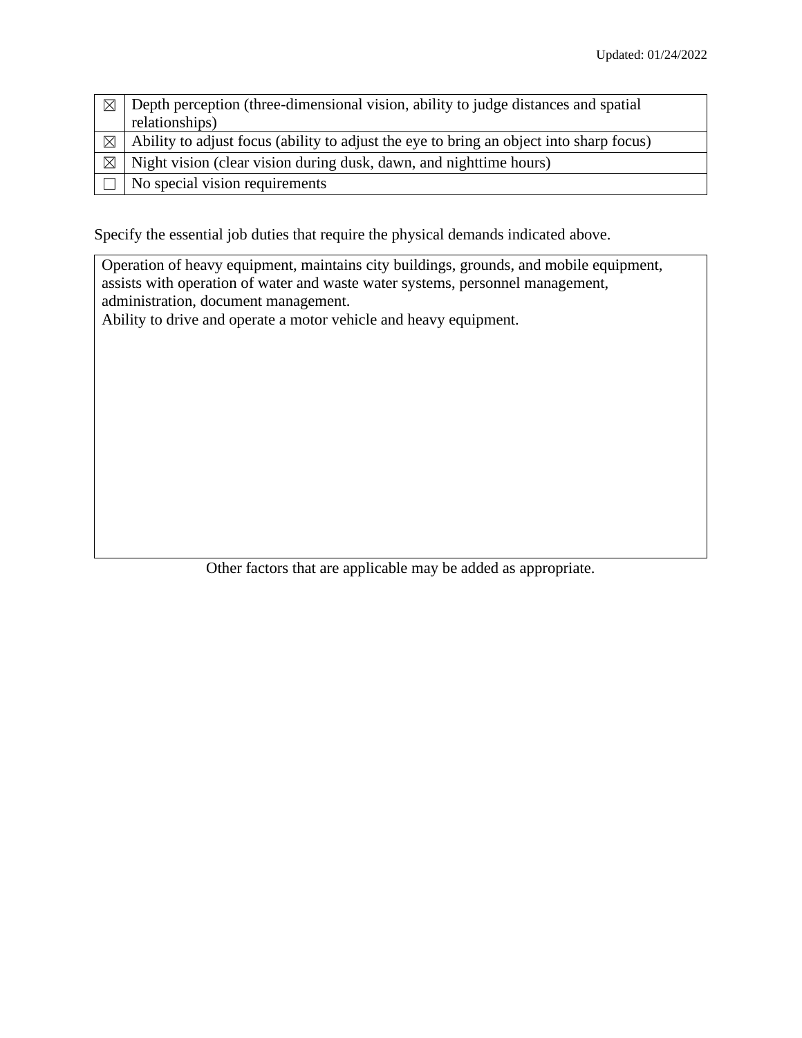| | |
|---|---|
| ☒ | Depth perception (three-dimensional vision, ability to judge distances and spatial relationships) |
| ☒ | Ability to adjust focus (ability to adjust the eye to bring an object into sharp focus) |
| ☒ | Night vision (clear vision during dusk, dawn, and nighttime hours) |
| ☐ | No special vision requirements |

Specify the essential job duties that require the physical demands indicated above.

| |
|---|
| Operation of heavy equipment, maintains city buildings, grounds, and mobile equipment, assists with operation of water and waste water systems, personnel management, administration, document management.<br>Ability to drive and operate a motor vehicle and heavy equipment. |

Other factors that are applicable may be added as appropriate.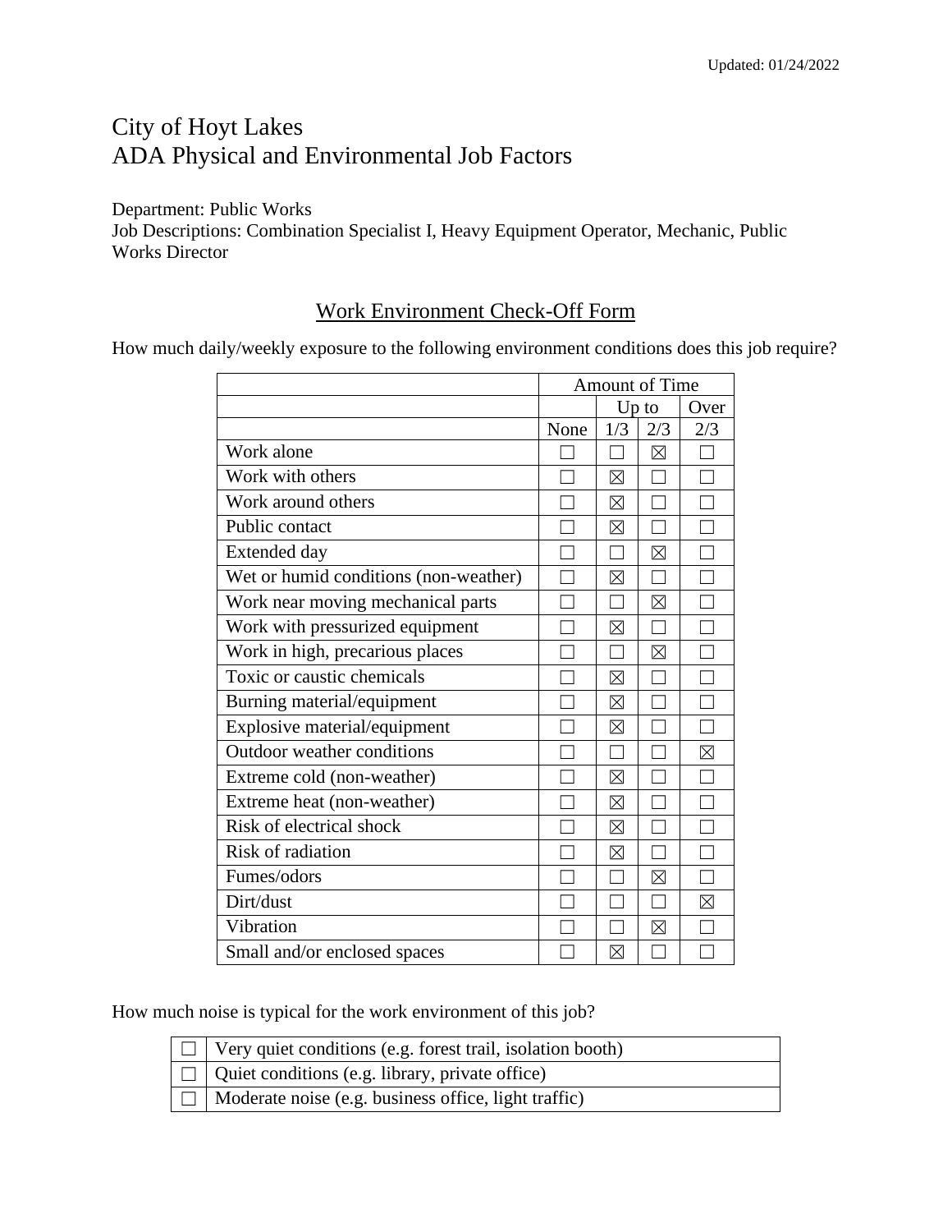Updated: 01/24/2022

# City of Hoyt Lakes
# ADA Physical and Environmental Job Factors

Department: Public Works
Job Descriptions: Combination Specialist I, Heavy Equipment Operator, Mechanic, Public Works Director

## Work Environment Check-Off Form

How much daily/weekly exposure to the following environment conditions does this job require?

| | Amount of Time | | | |
|---|---|---|---|---|
| | | Up to | | Over |
| | None | 1/3 | 2/3 | 2/3 |
| Work alone | ☐ | ☐ | ☒ | ☐ |
| Work with others | ☐ | ☒ | ☐ | ☐ |
| Work around others | ☐ | ☒ | ☐ | ☐ |
| Public contact | ☐ | ☒ | ☐ | ☐ |
| Extended day | ☐ | ☐ | ☒ | ☐ |
| Wet or humid conditions (non-weather) | ☐ | ☒ | ☐ | ☐ |
| Work near moving mechanical parts | ☐ | ☐ | ☒ | ☐ |
| Work with pressurized equipment | ☐ | ☒ | ☐ | ☐ |
| Work in high, precarious places | ☐ | ☐ | ☒ | ☐ |
| Toxic or caustic chemicals | ☐ | ☒ | ☐ | ☐ |
| Burning material/equipment | ☐ | ☒ | ☐ | ☐ |
| Explosive material/equipment | ☐ | ☒ | ☐ | ☐ |
| Outdoor weather conditions | ☐ | ☐ | ☐ | ☒ |
| Extreme cold (non-weather) | ☐ | ☒ | ☐ | ☐ |
| Extreme heat (non-weather) | ☐ | ☒ | ☐ | ☐ |
| Risk of electrical shock | ☐ | ☒ | ☐ | ☐ |
| Risk of radiation | ☐ | ☒ | ☐ | ☐ |
| Fumes/odors | ☐ | ☐ | ☒ | ☐ |
| Dirt/dust | ☐ | ☐ | ☐ | ☒ |
| Vibration | ☐ | ☐ | ☒ | ☐ |
| Small and/or enclosed spaces | ☐ | ☒ | ☐ | ☐ |

How much noise is typical for the work environment of this job?

| | |
|---|---|
| ☐ | Very quiet conditions (e.g. forest trail, isolation booth) |
| ☐ | Quiet conditions (e.g. library, private office) |
| ☐ | Moderate noise (e.g. business office, light traffic) |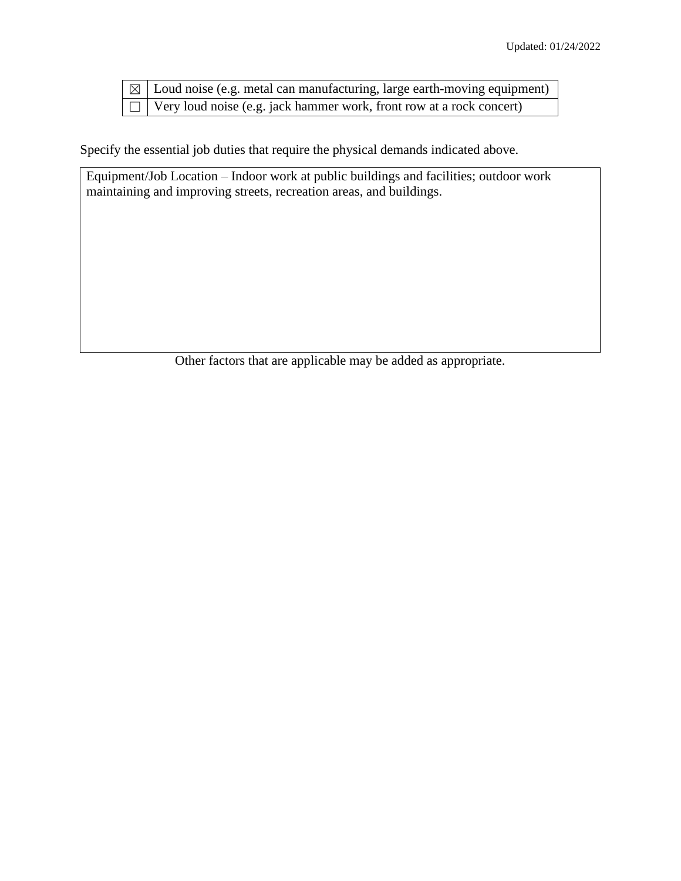| | |
|---|---|
| ☒ | Loud noise (e.g. metal can manufacturing, large earth-moving equipment) |
| ☐ | Very loud noise (e.g. jack hammer work, front row at a rock concert) |

Specify the essential job duties that require the physical demands indicated above.

| |
|---|
| Equipment/Job Location – Indoor work at public buildings and facilities; outdoor work maintaining and improving streets, recreation areas, and buildings. |

Other factors that are applicable may be added as appropriate.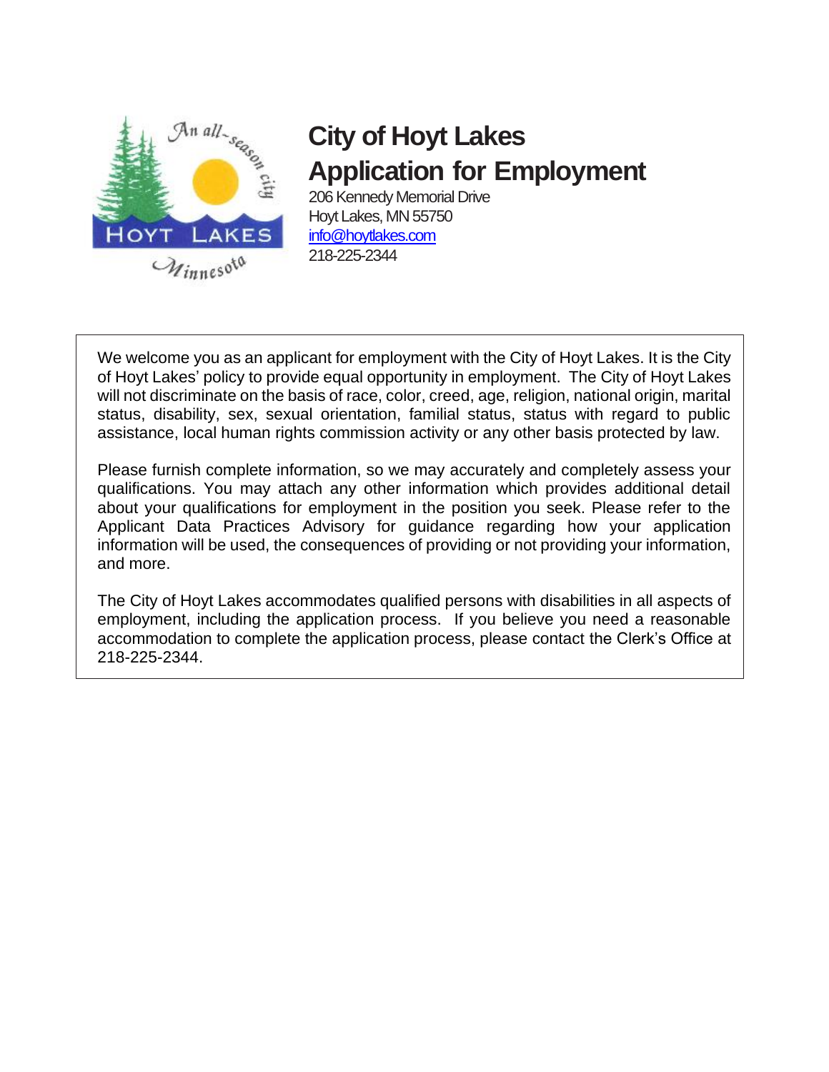# City of Hoyt Lakes
# Application for Employment

206 Kennedy Memorial Drive
Hoyt Lakes, MN 55750
info@hoytlakes.com
218-225-2344

We welcome you as an applicant for employment with the City of Hoyt Lakes. It is the City of Hoyt Lakes' policy to provide equal opportunity in employment. The City of Hoyt Lakes will not discriminate on the basis of race, color, creed, age, religion, national origin, marital status, disability, sex, sexual orientation, familial status, status with regard to public assistance, local human rights commission activity or any other basis protected by law.

Please furnish complete information, so we may accurately and completely assess your qualifications. You may attach any other information which provides additional detail about your qualifications for employment in the position you seek. Please refer to the Applicant Data Practices Advisory for guidance regarding how your application information will be used, the consequences of providing or not providing your information, and more.

The City of Hoyt Lakes accommodates qualified persons with disabilities in all aspects of employment, including the application process. If you believe you need a reasonable accommodation to complete the application process, please contact the Clerk's Office at 218-225-2344.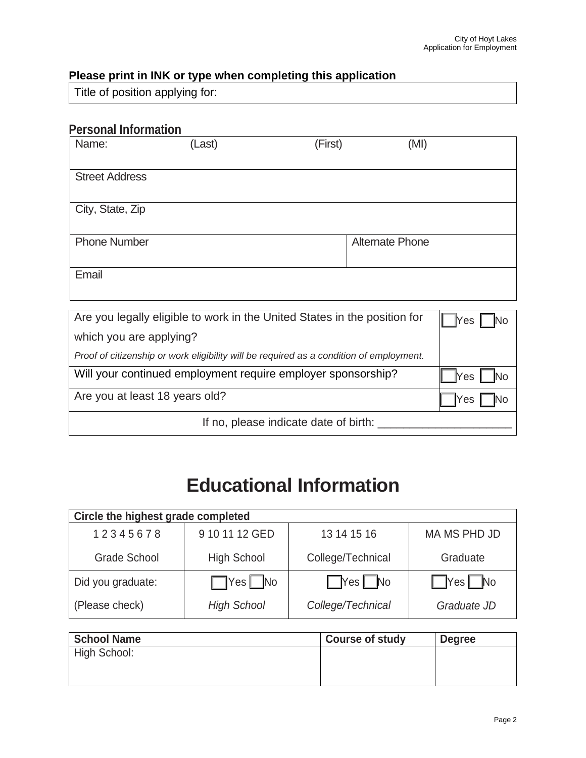**Please print in INK or type when completing this application**

| Title of position applying for: |
|---|

## Personal Information

| Name: (Last) (First) (MI) | |
|---|---|
| Street Address | |
| City, State, Zip | |
| Phone Number | Alternate Phone |
| Email | |

| | |
|---|---|
| Are you legally eligible to work in the United States in the position for which you are applying? *Proof of citizenship or work eligibility will be required as a condition of employment.* | ☐Yes ☐No |
| Will your continued employment require employer sponsorship? | ☐Yes ☐No |
| Are you at least 18 years old? | ☐Yes ☐No |
| If no, please indicate date of birth: ____________________ | |

# Educational Information

| **Circle the highest grade completed** | | | |
|---|---|---|---|
| 1 2 3 4 5 6 7 8<br>Grade School | 9 10 11 12 GED<br>High School | 13 14 15 16<br>College/Technical | MA MS PHD JD<br>Graduate |
| Did you graduate:<br>(Please check) | ☐Yes ☐No<br>*High School* | ☐Yes ☐No<br>*College/Technical* | ☐Yes ☐No<br>*Graduate JD* |

| **School Name** | **Course of study** | **Degree** |
|---|---|---|
| High School: | | |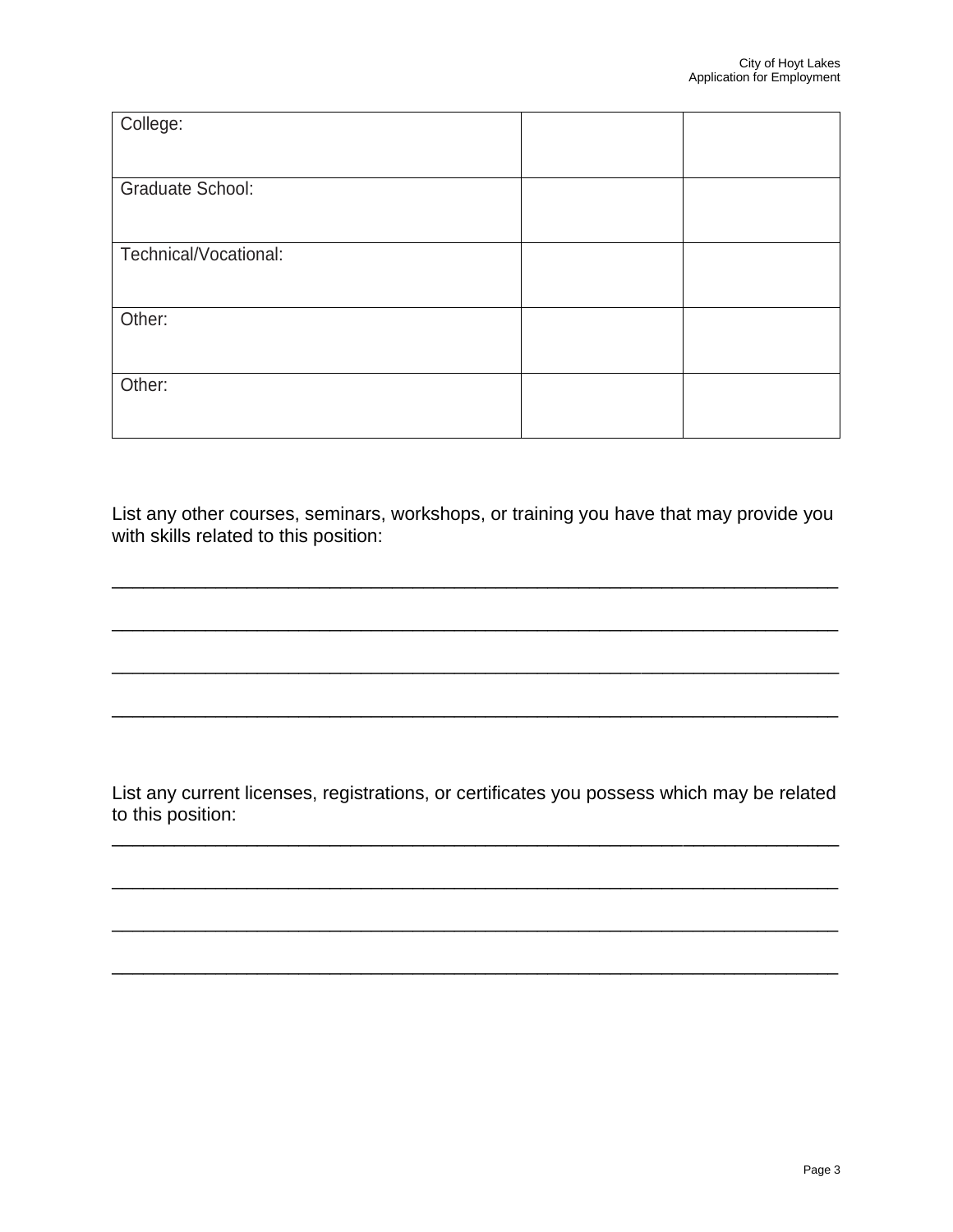| College: | | |
|---|---|---|
| Graduate School: | | |
| Technical/Vocational: | | |
| Other: | | |
| Other: | | |

List any other courses, seminars, workshops, or training you have that may provide you with skills related to this position:

_______________________________________________________________________

_______________________________________________________________________

_______________________________________________________________________

_______________________________________________________________________

List any current licenses, registrations, or certificates you possess which may be related to this position:

_______________________________________________________________________

_______________________________________________________________________

_______________________________________________________________________

_______________________________________________________________________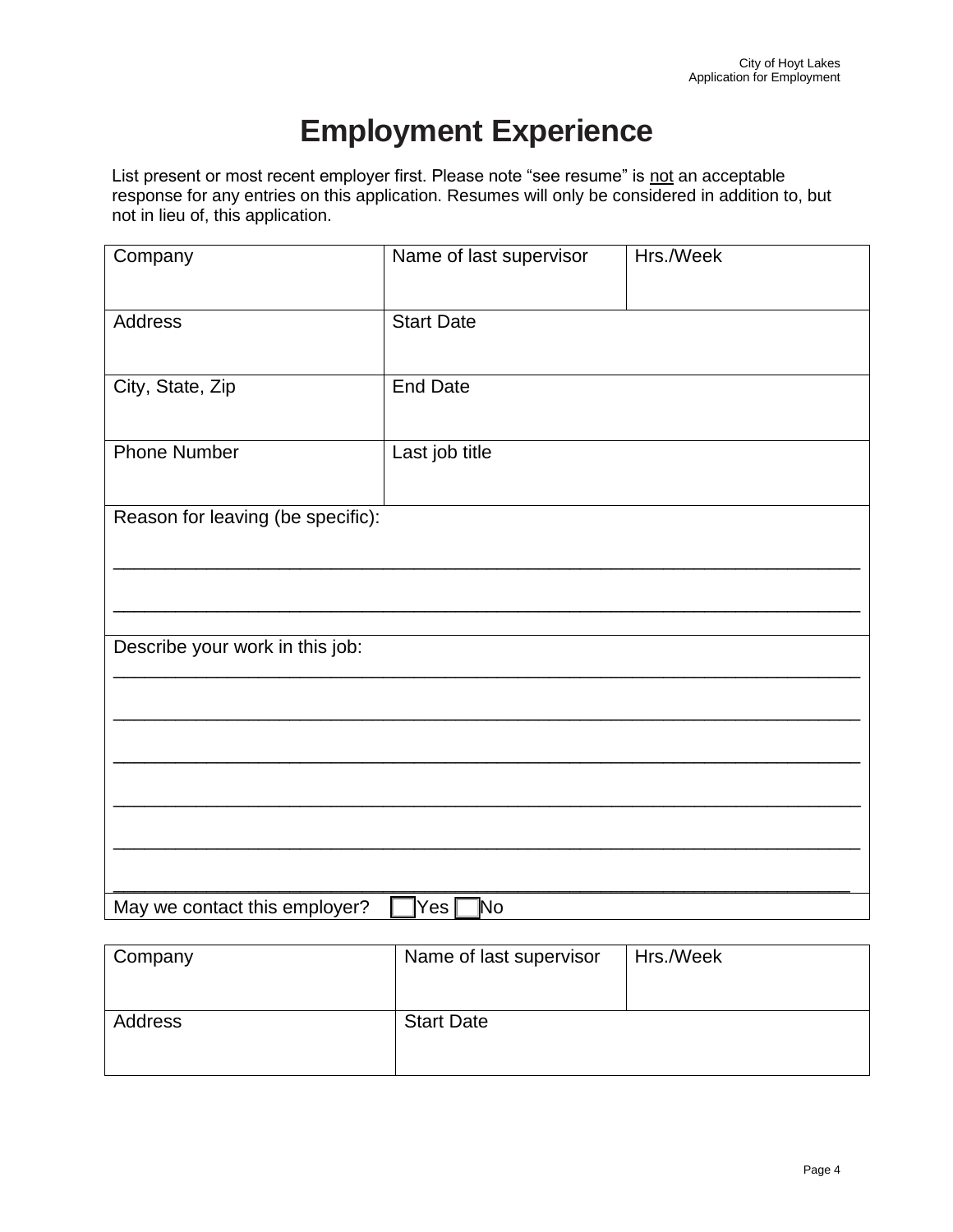# Employment Experience

List present or most recent employer first. Please note "see resume" is <u>not</u> an acceptable response for any entries on this application. Resumes will only be considered in addition to, but not in lieu of, this application.

| Company | Name of last supervisor | Hrs./Week |
|---|---|---|
| Address | Start Date | |
| City, State, Zip | End Date | |
| Phone Number | Last job title | |
| Reason for leaving (be specific):<br>______________________________________________________________________________<br>______________________________________________________________________________ | | |
| Describe your work in this job:<br>______________________________________________________________________________<br>______________________________________________________________________________<br>______________________________________________________________________________<br>______________________________________________________________________________<br>______________________________________________________________________________<br>______________________________________________________________________________ | | |
| May we contact this employer? ☐ Yes ☐ No | | |

| Company | Name of last supervisor | Hrs./Week |
|---|---|---|
| Address | Start Date | |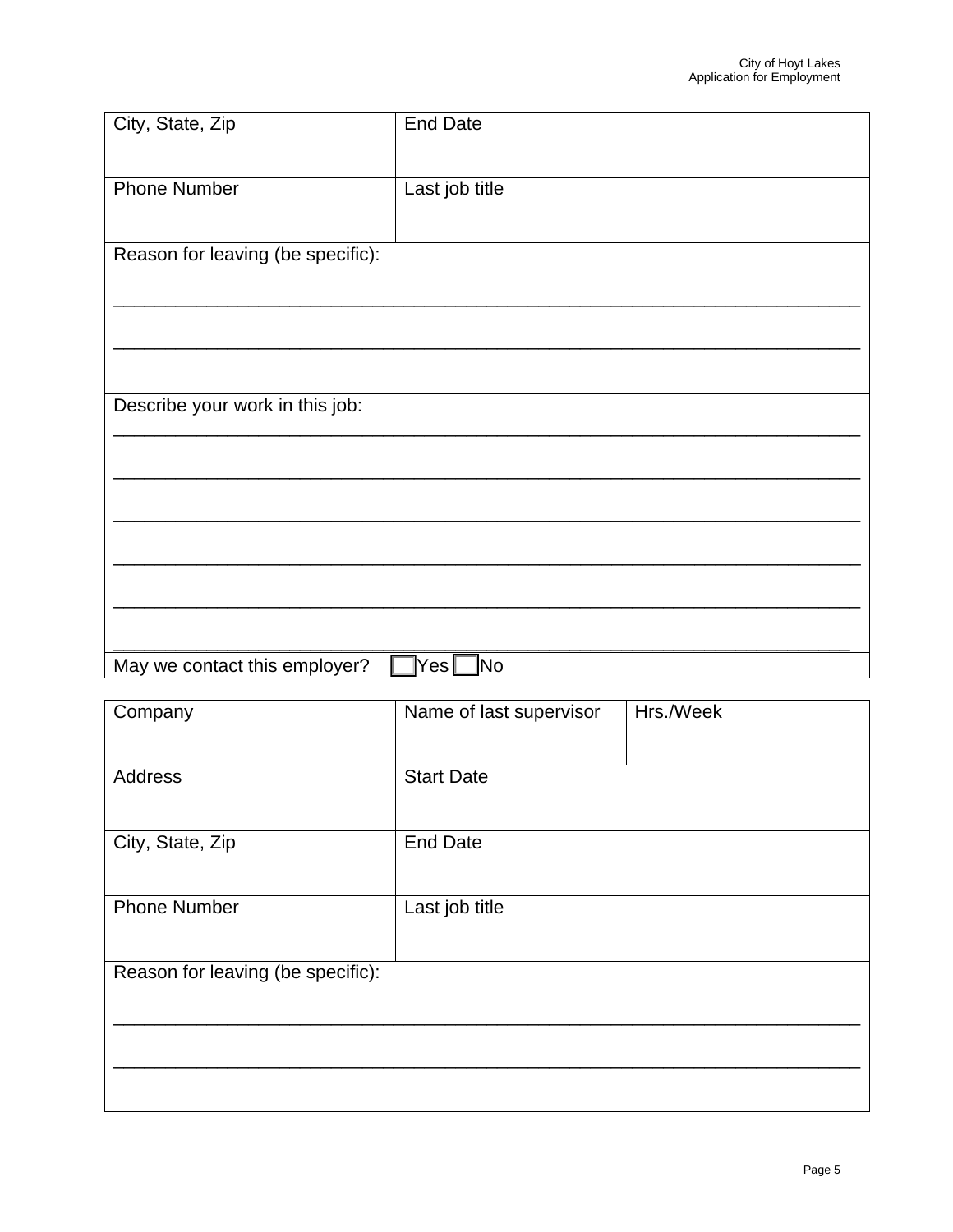| City, State, Zip | End Date |
| --- | --- |
| Phone Number | Last job title |

Reason for leaving (be specific):

______________________________________________________________________________

______________________________________________________________________________

Describe your work in this job:

______________________________________________________________________________

______________________________________________________________________________

______________________________________________________________________________

______________________________________________________________________________

______________________________________________________________________________

______________________________________________________________________________

May we contact this employer? ☐ Yes ☐ No

| Company | Name of last supervisor | Hrs./Week |
| --- | --- | --- |
| Address | Start Date | |
| City, State, Zip | End Date | |
| Phone Number | Last job title | |

Reason for leaving (be specific):

______________________________________________________________________________

______________________________________________________________________________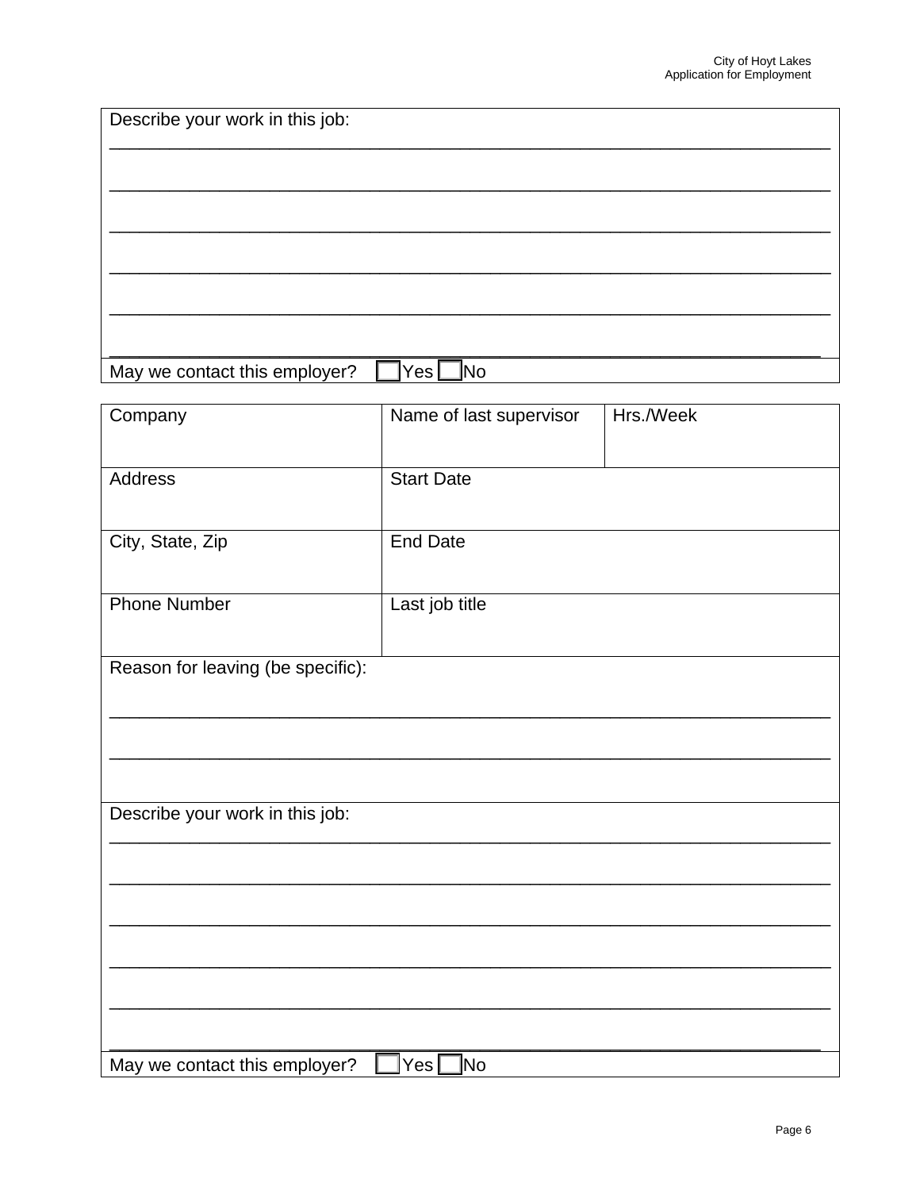Describe your work in this job:

________________________________________________________________________

________________________________________________________________________

________________________________________________________________________

________________________________________________________________________

________________________________________________________________________

________________________________________________________________________

May we contact this employer? ☐ Yes ☐ No

| Company | Name of last supervisor | Hrs./Week |
|---|---|---|
| Address | Start Date | |
| City, State, Zip | End Date | |
| Phone Number | Last job title | |

Reason for leaving (be specific):

________________________________________________________________________

________________________________________________________________________

Describe your work in this job:

________________________________________________________________________

________________________________________________________________________

________________________________________________________________________

________________________________________________________________________

________________________________________________________________________

________________________________________________________________________

May we contact this employer? ☐ Yes ☐ No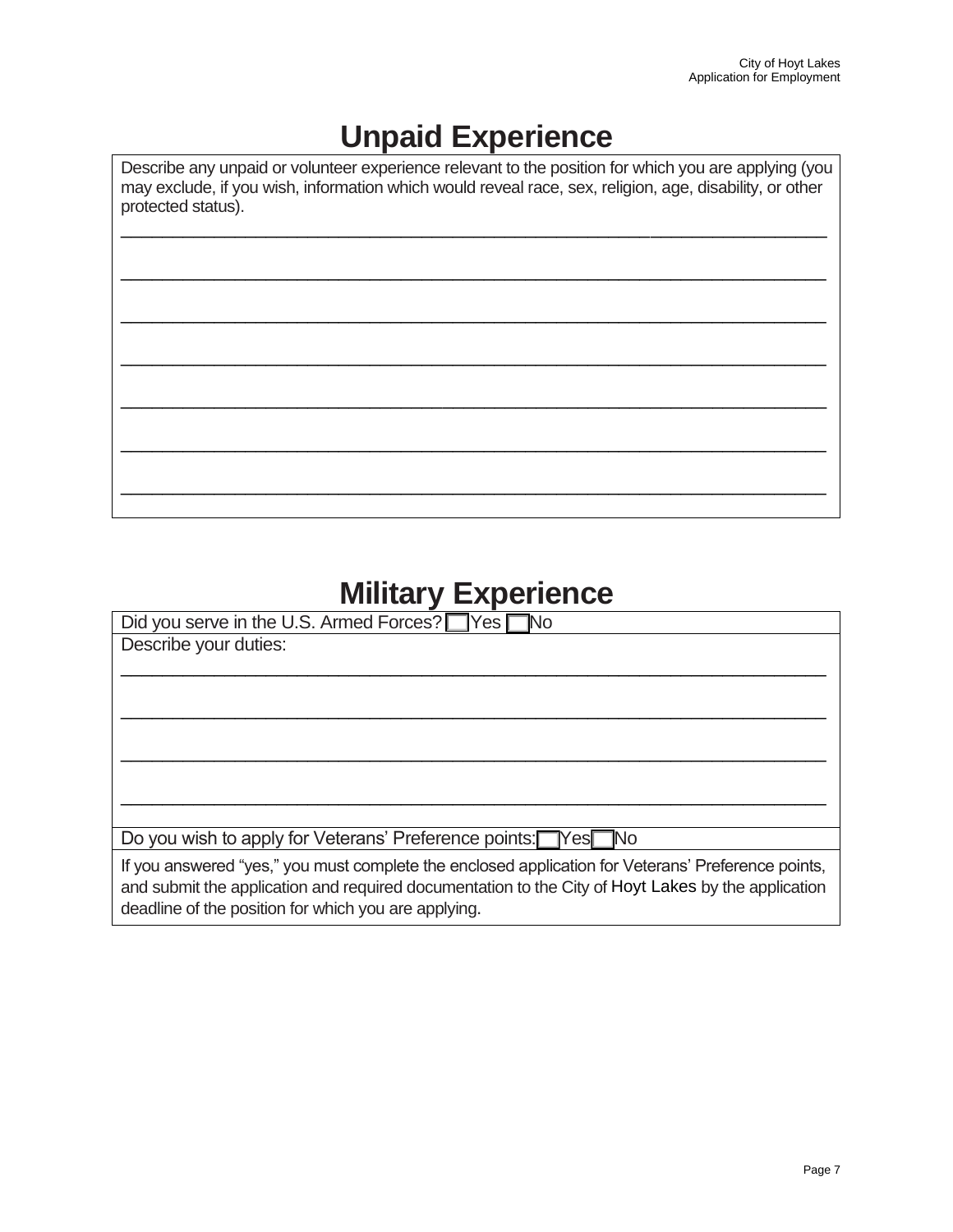## Unpaid Experience

Describe any unpaid or volunteer experience relevant to the position for which you are applying (you may exclude, if you wish, information which would reveal race, sex, religion, age, disability, or other protected status).

______________________________________________________________________

______________________________________________________________________

______________________________________________________________________

______________________________________________________________________

______________________________________________________________________

______________________________________________________________________

______________________________________________________________________

## Military Experience

Did you serve in the U.S. Armed Forces? ☐ Yes ☐ No

Describe your duties:

______________________________________________________________________

______________________________________________________________________

______________________________________________________________________

______________________________________________________________________

Do you wish to apply for Veterans' Preference points: ☐ Yes ☐ No

If you answered "yes," you must complete the enclosed application for Veterans' Preference points, and submit the application and required documentation to the City of Hoyt Lakes by the application deadline of the position for which you are applying.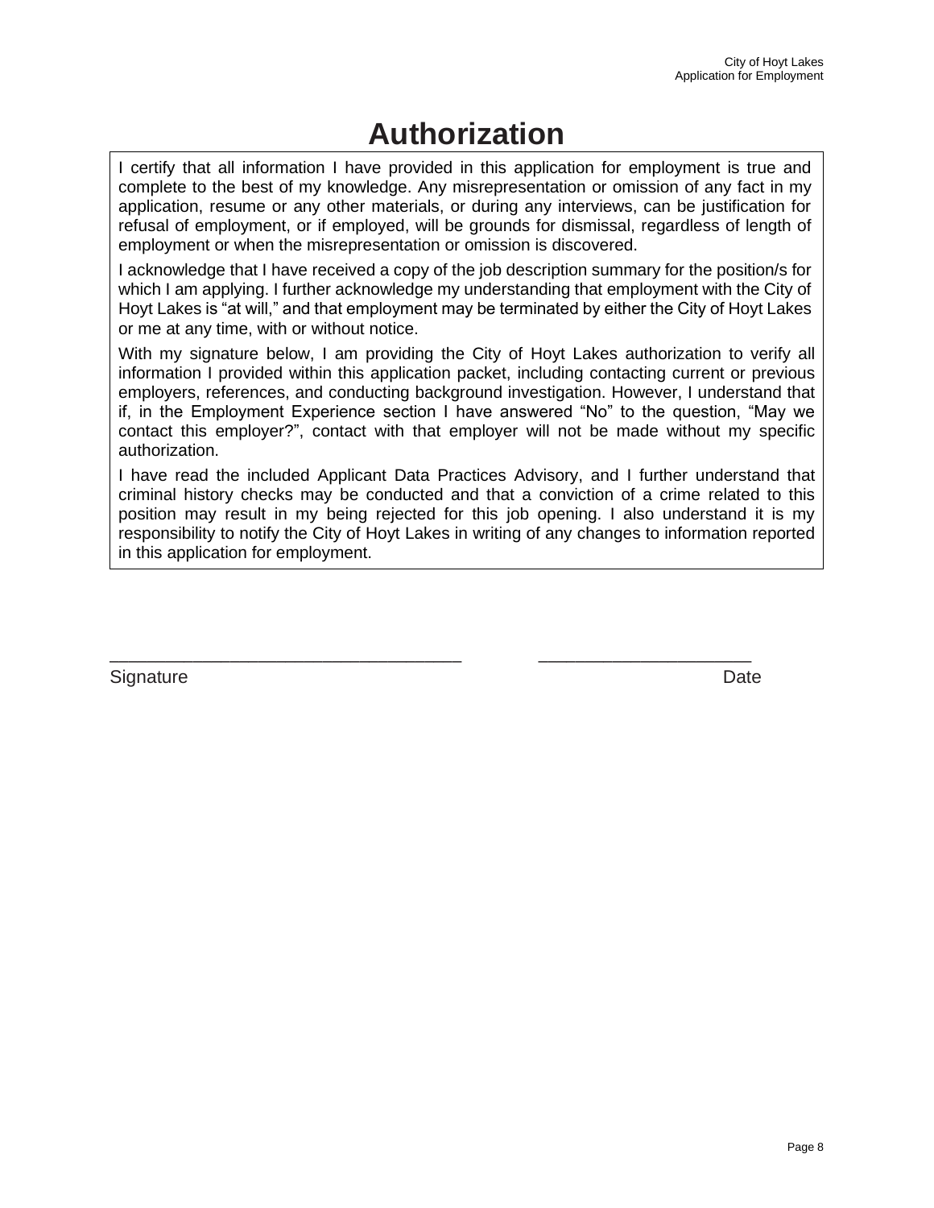# Authorization

I certify that all information I have provided in this application for employment is true and complete to the best of my knowledge. Any misrepresentation or omission of any fact in my application, resume or any other materials, or during any interviews, can be justification for refusal of employment, or if employed, will be grounds for dismissal, regardless of length of employment or when the misrepresentation or omission is discovered.

I acknowledge that I have received a copy of the job description summary for the position/s for which I am applying. I further acknowledge my understanding that employment with the City of Hoyt Lakes is "at will," and that employment may be terminated by either the City of Hoyt Lakes or me at any time, with or without notice.

With my signature below, I am providing the City of Hoyt Lakes authorization to verify all information I provided within this application packet, including contacting current or previous employers, references, and conducting background investigation. However, I understand that if, in the Employment Experience section I have answered "No" to the question, "May we contact this employer?", contact with that employer will not be made without my specific authorization.

I have read the included Applicant Data Practices Advisory, and I further understand that criminal history checks may be conducted and that a conviction of a crime related to this position may result in my being rejected for this job opening. I also understand it is my responsibility to notify the City of Hoyt Lakes in writing of any changes to information reported in this application for employment.

\_\_\_\_\_\_\_\_\_\_\_\_\_\_\_\_\_\_\_\_\_\_\_\_\_\_\_\_\_\_\_\_\_\_\_\_ \_\_\_\_\_\_\_\_\_\_\_\_\_\_\_\_\_\_\_\_\_\_

Signature Date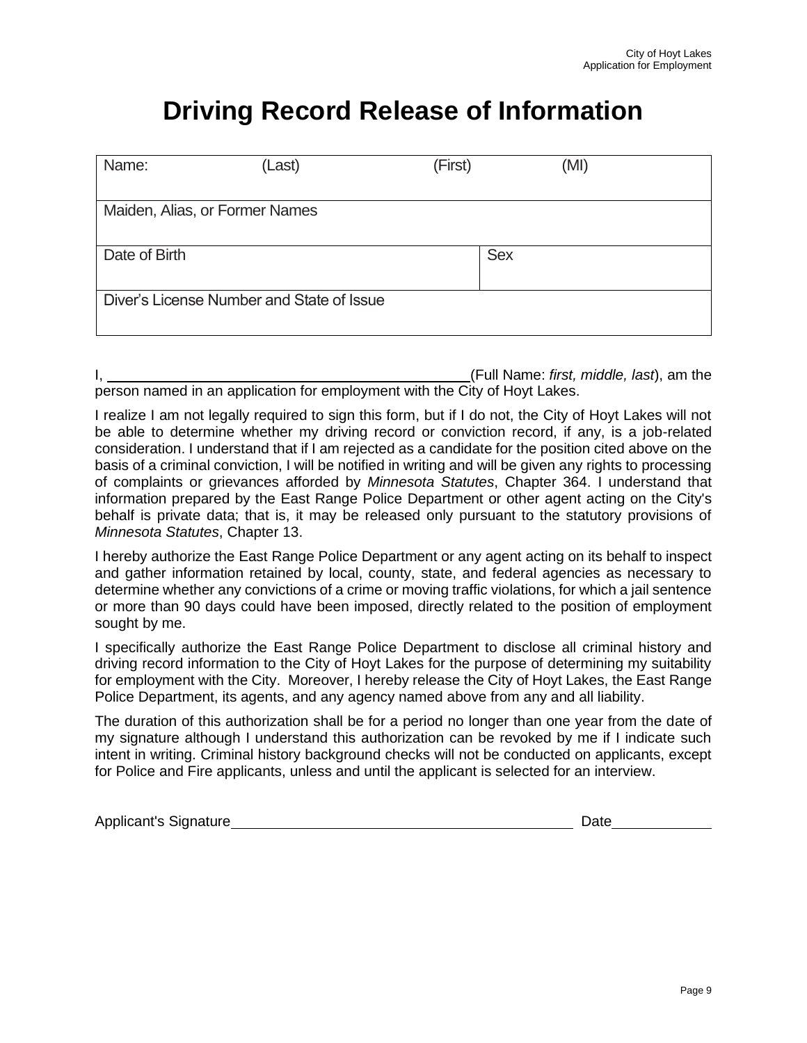# Driving Record Release of Information

| Name: (Last) | (First) | (MI) |
|---|---|---|
| Maiden, Alias, or Former Names | | |
| Date of Birth | Sex | |
| Diver's License Number and State of Issue | | |

I, ____________________________________________(Full Name: *first, middle, last*), am the person named in an application for employment with the City of Hoyt Lakes.

I realize I am not legally required to sign this form, but if I do not, the City of Hoyt Lakes will not be able to determine whether my driving record or conviction record, if any, is a job-related consideration. I understand that if I am rejected as a candidate for the position cited above on the basis of a criminal conviction, I will be notified in writing and will be given any rights to processing of complaints or grievances afforded by *Minnesota Statutes*, Chapter 364. I understand that information prepared by the East Range Police Department or other agent acting on the City's behalf is private data; that is, it may be released only pursuant to the statutory provisions of *Minnesota Statutes*, Chapter 13.

I hereby authorize the East Range Police Department or any agent acting on its behalf to inspect and gather information retained by local, county, state, and federal agencies as necessary to determine whether any convictions of a crime or moving traffic violations, for which a jail sentence or more than 90 days could have been imposed, directly related to the position of employment sought by me.

I specifically authorize the East Range Police Department to disclose all criminal history and driving record information to the City of Hoyt Lakes for the purpose of determining my suitability for employment with the City. Moreover, I hereby release the City of Hoyt Lakes, the East Range Police Department, its agents, and any agency named above from any and all liability.

The duration of this authorization shall be for a period no longer than one year from the date of my signature although I understand this authorization can be revoked by me if I indicate such intent in writing. Criminal history background checks will not be conducted on applicants, except for Police and Fire applicants, unless and until the applicant is selected for an interview.

Applicant's Signature____________________________________________ Date____________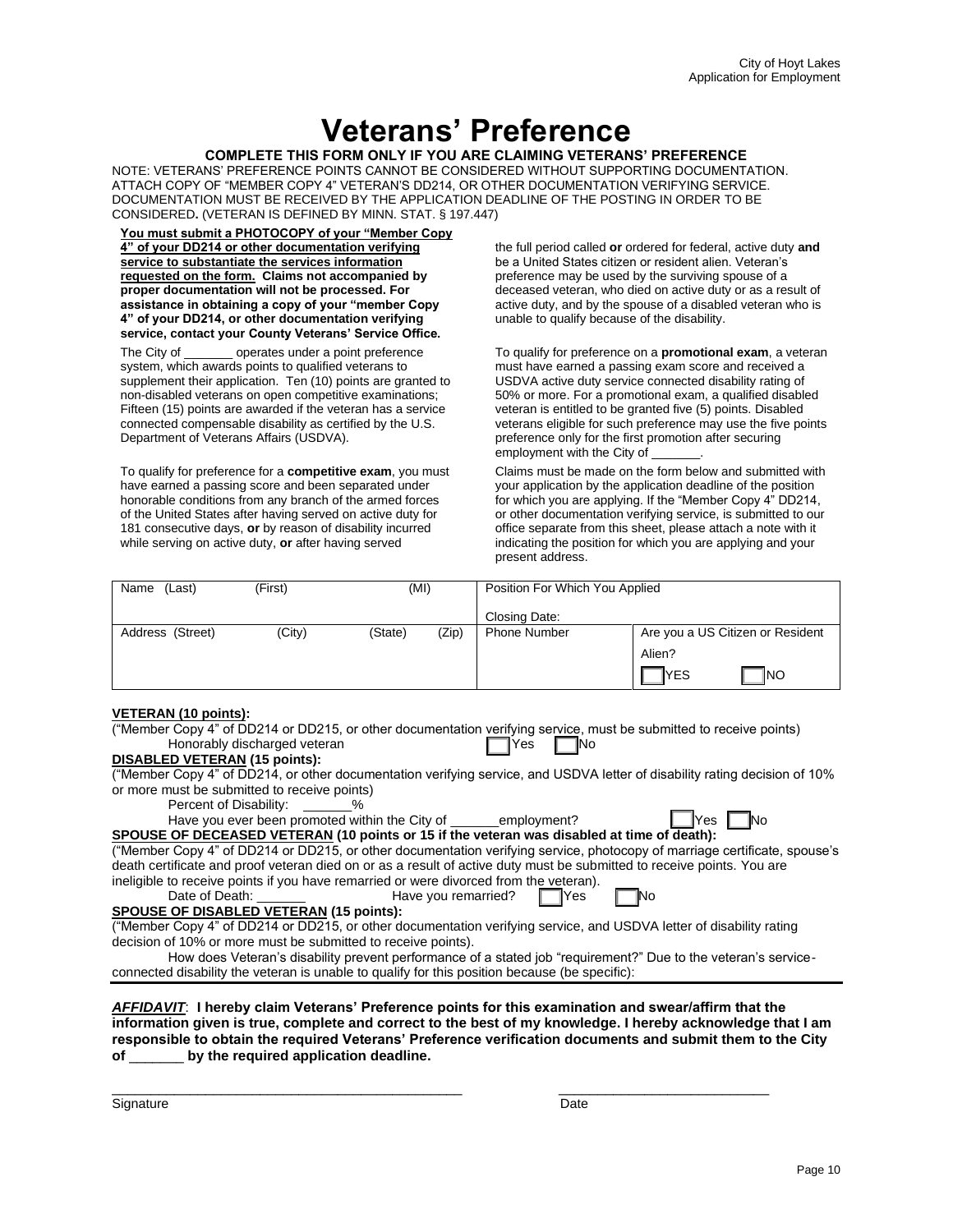# Veterans' Preference

**COMPLETE THIS FORM ONLY IF YOU ARE CLAIMING VETERANS' PREFERENCE**

NOTE: VETERANS' PREFERENCE POINTS CANNOT BE CONSIDERED WITHOUT SUPPORTING DOCUMENTATION. ATTACH COPY OF "MEMBER COPY 4" VETERAN'S DD214, OR OTHER DOCUMENTATION VERIFYING SERVICE. DOCUMENTATION MUST BE RECEIVED BY THE APPLICATION DEADLINE OF THE POSTING IN ORDER TO BE CONSIDERED**.** (VETERAN IS DEFINED BY MINN. STAT. § 197.447)

**You must submit a PHOTOCOPY of your "Member Copy 4" of your DD214 or other documentation verifying service to substantiate the services information requested on the form. Claims not accompanied by proper documentation will not be processed. For assistance in obtaining a copy of your "member Copy 4" of your DD214, or other documentation verifying service, contact your County Veterans' Service Office.**

The City of _______ operates under a point preference system, which awards points to qualified veterans to supplement their application. Ten (10) points are granted to non-disabled veterans on open competitive examinations; Fifteen (15) points are awarded if the veteran has a service connected compensable disability as certified by the U.S. Department of Veterans Affairs (USDVA).

To qualify for preference for a **competitive exam**, you must have earned a passing score and been separated under honorable conditions from any branch of the armed forces of the United States after having served on active duty for 181 consecutive days, **or** by reason of disability incurred while serving on active duty, **or** after having served the full period called **or** ordered for federal, active duty **and** be a United States citizen or resident alien. Veteran's preference may be used by the surviving spouse of a deceased veteran, who died on active duty or as a result of active duty, and by the spouse of a disabled veteran who is unable to qualify because of the disability.

To qualify for preference on a **promotional exam**, a veteran must have earned a passing exam score and received a USDVA active duty service connected disability rating of 50% or more. For a promotional exam, a qualified disabled veteran is entitled to be granted five (5) points. Disabled veterans eligible for such preference may use the five points preference only for the first promotion after securing employment with the City of _______.

Claims must be made on the form below and submitted with your application by the application deadline of the position for which you are applying. If the "Member Copy 4" DD214, or other documentation verifying service, is submitted to our office separate from this sheet, please attach a note with it indicating the position for which you are applying and your present address.

| Name (Last) (First) (MI) | Position For Which You Applied<br>Closing Date: | |
|---|---|---|
| Address (Street) (City) (State) (Zip) | Phone Number | Are you a US Citizen or Resident Alien?<br>☐ YES ☐ NO |

**VETERAN (10 points):**

("Member Copy 4" of DD214 or DD215, or other documentation verifying service, must be submitted to receive points)

Honorably discharged veteran ☐ Yes ☐ No

**DISABLED VETERAN (15 points):**

("Member Copy 4" of DD214, or other documentation verifying service, and USDVA letter of disability rating decision of 10% or more must be submitted to receive points)

Percent of Disability: _______%

Have you ever been promoted within the City of _______ employment? ☐ Yes ☐ No

**SPOUSE OF DECEASED VETERAN (10 points or 15 if the veteran was disabled at time of death):**

("Member Copy 4" of DD214 or DD215, or other documentation verifying service, photocopy of marriage certificate, spouse's death certificate and proof veteran died on or as a result of active duty must be submitted to receive points. You are ineligible to receive points if you have remarried or were divorced from the veteran).

Date of Death: _______ Have you remarried? ☐ Yes ☐ No

**SPOUSE OF DISABLED VETERAN (15 points):**

("Member Copy 4" of DD214 or DD215, or other documentation verifying service, and USDVA letter of disability rating decision of 10% or more must be submitted to receive points).

How does Veteran's disability prevent performance of a stated job "requirement?" Due to the veteran's service-connected disability the veteran is unable to qualify for this position because (be specific):

***AFFIDAVIT*: I hereby claim Veterans' Preference points for this examination and swear/affirm that the information given is true, complete and correct to the best of my knowledge. I hereby acknowledge that I am responsible to obtain the required Veterans' Preference verification documents and submit them to the City of _______ by the required application deadline.**

_______________________________________ _______________________

Signature Date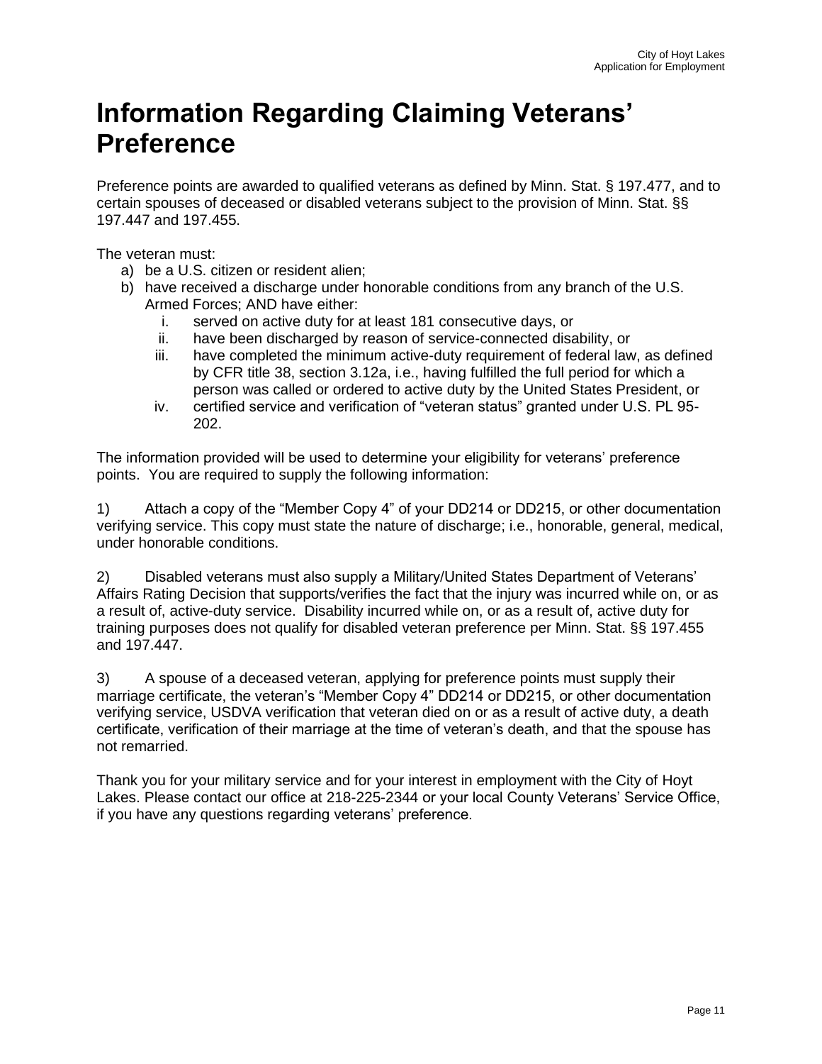# Information Regarding Claiming Veterans' Preference

Preference points are awarded to qualified veterans as defined by Minn. Stat. § 197.477, and to certain spouses of deceased or disabled veterans subject to the provision of Minn. Stat. §§ 197.447 and 197.455.

The veteran must:

a) be a U.S. citizen or resident alien;
b) have received a discharge under honorable conditions from any branch of the U.S. Armed Forces; AND have either:
   i. served on active duty for at least 181 consecutive days, or
   ii. have been discharged by reason of service-connected disability, or
   iii. have completed the minimum active-duty requirement of federal law, as defined by CFR title 38, section 3.12a, i.e., having fulfilled the full period for which a person was called or ordered to active duty by the United States President, or
   iv. certified service and verification of "veteran status" granted under U.S. PL 95-202.

The information provided will be used to determine your eligibility for veterans' preference points. You are required to supply the following information:

1) Attach a copy of the "Member Copy 4" of your DD214 or DD215, or other documentation verifying service. This copy must state the nature of discharge; i.e., honorable, general, medical, under honorable conditions.

2) Disabled veterans must also supply a Military/United States Department of Veterans' Affairs Rating Decision that supports/verifies the fact that the injury was incurred while on, or as a result of, active-duty service. Disability incurred while on, or as a result of, active duty for training purposes does not qualify for disabled veteran preference per Minn. Stat. §§ 197.455 and 197.447.

3) A spouse of a deceased veteran, applying for preference points must supply their marriage certificate, the veteran's "Member Copy 4" DD214 or DD215, or other documentation verifying service, USDVA verification that veteran died on or as a result of active duty, a death certificate, verification of their marriage at the time of veteran's death, and that the spouse has not remarried.

Thank you for your military service and for your interest in employment with the City of Hoyt Lakes. Please contact our office at 218-225-2344 or your local County Veterans' Service Office, if you have any questions regarding veterans' preference.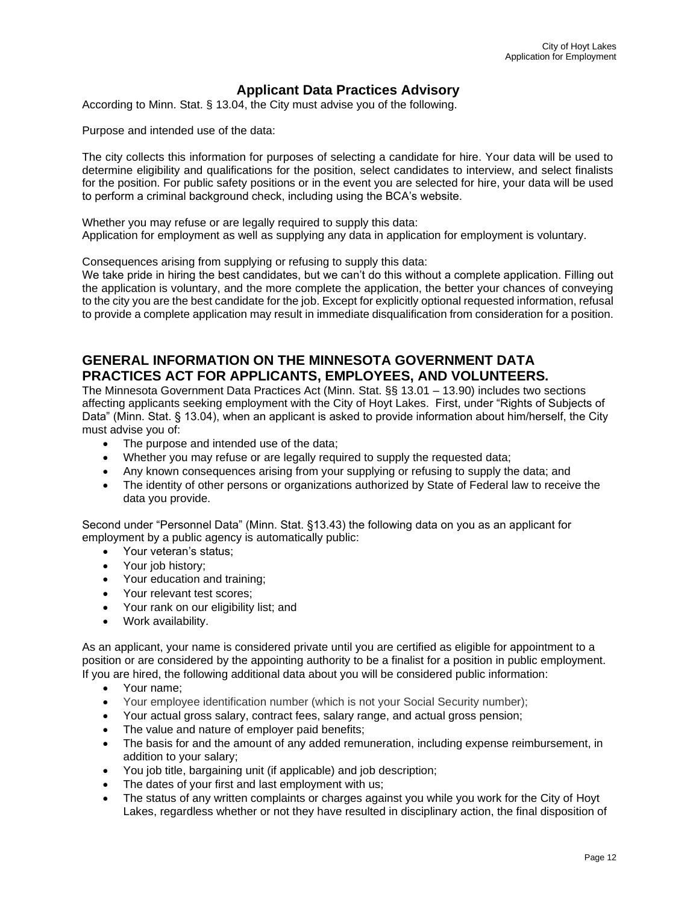## Applicant Data Practices Advisory

According to Minn. Stat. § 13.04, the City must advise you of the following.

Purpose and intended use of the data:

The city collects this information for purposes of selecting a candidate for hire. Your data will be used to determine eligibility and qualifications for the position, select candidates to interview, and select finalists for the position. For public safety positions or in the event you are selected for hire, your data will be used to perform a criminal background check, including using the BCA's website.

Whether you may refuse or are legally required to supply this data:
Application for employment as well as supplying any data in application for employment is voluntary.

Consequences arising from supplying or refusing to supply this data:
We take pride in hiring the best candidates, but we can't do this without a complete application. Filling out the application is voluntary, and the more complete the application, the better your chances of conveying to the city you are the best candidate for the job. Except for explicitly optional requested information, refusal to provide a complete application may result in immediate disqualification from consideration for a position.

## GENERAL INFORMATION ON THE MINNESOTA GOVERNMENT DATA PRACTICES ACT FOR APPLICANTS, EMPLOYEES, AND VOLUNTEERS.

The Minnesota Government Data Practices Act (Minn. Stat. §§ 13.01 – 13.90) includes two sections affecting applicants seeking employment with the City of Hoyt Lakes. First, under "Rights of Subjects of Data" (Minn. Stat. § 13.04), when an applicant is asked to provide information about him/herself, the City must advise you of:

- The purpose and intended use of the data;
- Whether you may refuse or are legally required to supply the requested data;
- Any known consequences arising from your supplying or refusing to supply the data; and
- The identity of other persons or organizations authorized by State of Federal law to receive the data you provide.

Second under "Personnel Data" (Minn. Stat. §13.43) the following data on you as an applicant for employment by a public agency is automatically public:

- Your veteran's status;
- Your job history;
- Your education and training;
- Your relevant test scores;
- Your rank on our eligibility list; and
- Work availability.

As an applicant, your name is considered private until you are certified as eligible for appointment to a position or are considered by the appointing authority to be a finalist for a position in public employment. If you are hired, the following additional data about you will be considered public information:

- Your name;
- Your employee identification number (which is not your Social Security number);
- Your actual gross salary, contract fees, salary range, and actual gross pension;
- The value and nature of employer paid benefits;
- The basis for and the amount of any added remuneration, including expense reimbursement, in addition to your salary;
- You job title, bargaining unit (if applicable) and job description;
- The dates of your first and last employment with us;
- The status of any written complaints or charges against you while you work for the City of Hoyt Lakes, regardless whether or not they have resulted in disciplinary action, the final disposition of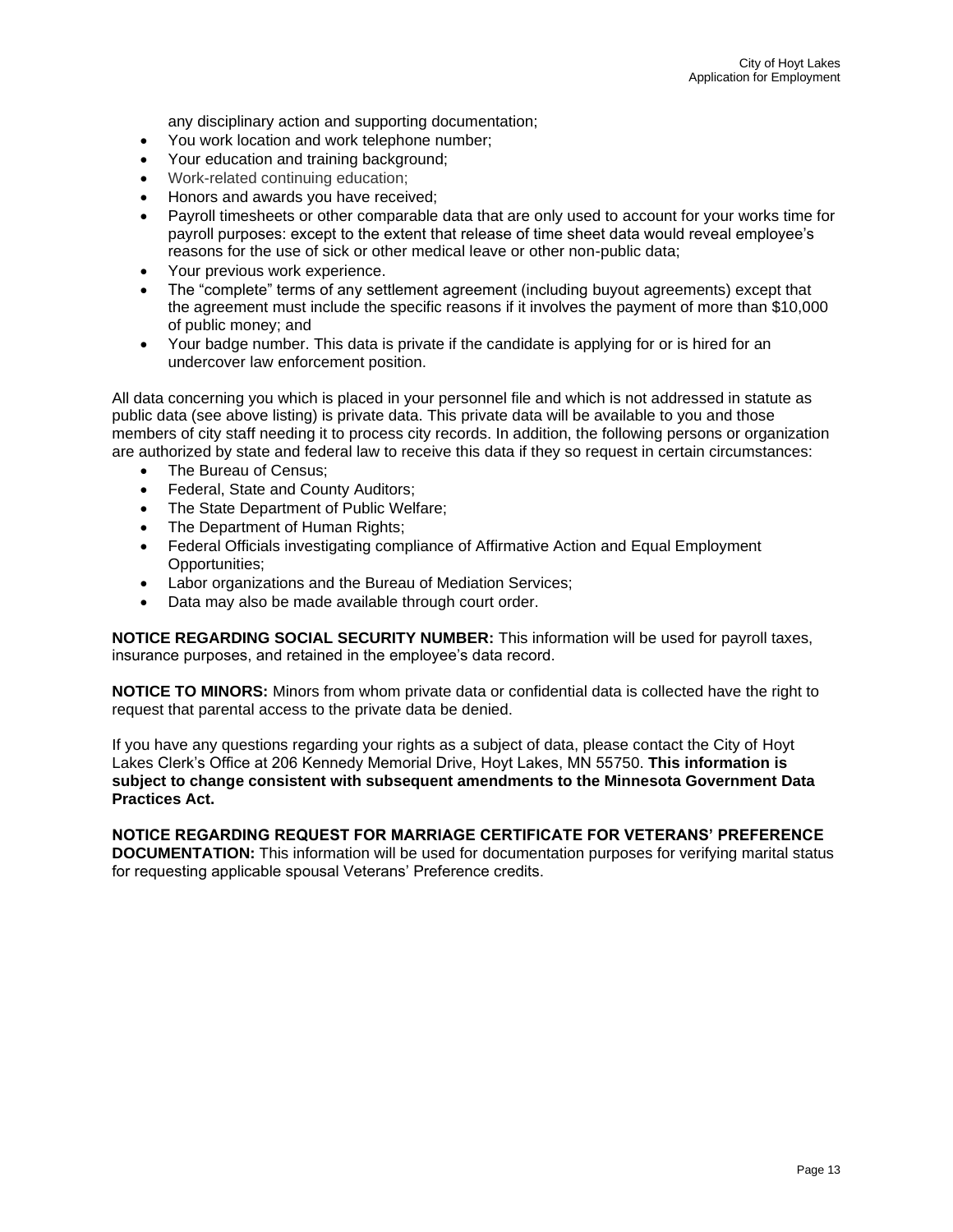any disciplinary action and supporting documentation;

- You work location and work telephone number;
- Your education and training background;
- Work-related continuing education;
- Honors and awards you have received;
- Payroll timesheets or other comparable data that are only used to account for your works time for payroll purposes: except to the extent that release of time sheet data would reveal employee's reasons for the use of sick or other medical leave or other non-public data;
- Your previous work experience.
- The "complete" terms of any settlement agreement (including buyout agreements) except that the agreement must include the specific reasons if it involves the payment of more than $10,000 of public money; and
- Your badge number. This data is private if the candidate is applying for or is hired for an undercover law enforcement position.

All data concerning you which is placed in your personnel file and which is not addressed in statute as public data (see above listing) is private data. This private data will be available to you and those members of city staff needing it to process city records. In addition, the following persons or organization are authorized by state and federal law to receive this data if they so request in certain circumstances:

- The Bureau of Census;
- Federal, State and County Auditors;
- The State Department of Public Welfare;
- The Department of Human Rights;
- Federal Officials investigating compliance of Affirmative Action and Equal Employment Opportunities;
- Labor organizations and the Bureau of Mediation Services;
- Data may also be made available through court order.

**NOTICE REGARDING SOCIAL SECURITY NUMBER:** This information will be used for payroll taxes, insurance purposes, and retained in the employee's data record.

**NOTICE TO MINORS:** Minors from whom private data or confidential data is collected have the right to request that parental access to the private data be denied.

If you have any questions regarding your rights as a subject of data, please contact the City of Hoyt Lakes Clerk's Office at 206 Kennedy Memorial Drive, Hoyt Lakes, MN 55750. **This information is subject to change consistent with subsequent amendments to the Minnesota Government Data Practices Act.**

**NOTICE REGARDING REQUEST FOR MARRIAGE CERTIFICATE FOR VETERANS' PREFERENCE DOCUMENTATION:** This information will be used for documentation purposes for verifying marital status for requesting applicable spousal Veterans' Preference credits.